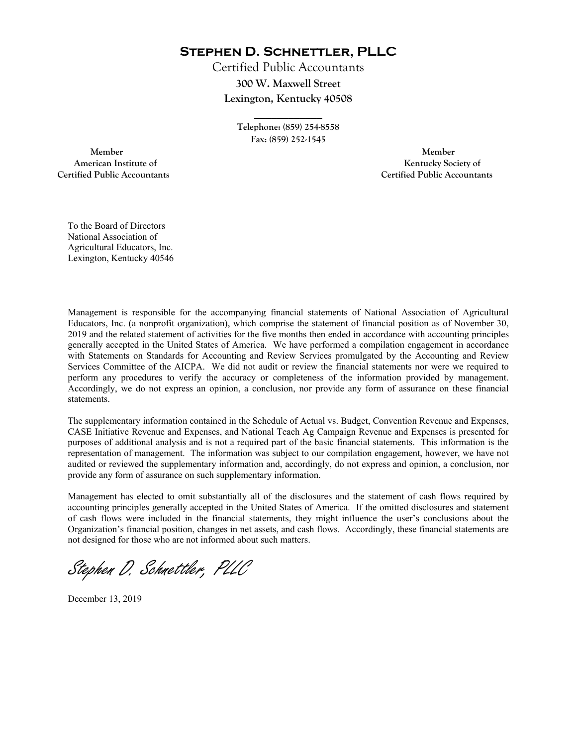# Stephen D. Schnettler, PLLC

Certified Public Accountants

**300 W. Maxwell Street**

**Lexington, Kentucky 40508**

**Telephone: (859) 254-8558**

**Fax: (859) 252-1545**

**Member**
**American Institute of**
**Certified Public Accountants**

**Member**
**Kentucky Society of**
**Certified Public Accountants**

To the Board of Directors
National Association of
Agricultural Educators, Inc.
Lexington, Kentucky 40546

Management is responsible for the accompanying financial statements of National Association of Agricultural Educators, Inc. (a nonprofit organization), which comprise the statement of financial position as of November 30, 2019 and the related statement of activities for the five months then ended in accordance with accounting principles generally accepted in the United States of America. We have performed a compilation engagement in accordance with Statements on Standards for Accounting and Review Services promulgated by the Accounting and Review Services Committee of the AICPA. We did not audit or review the financial statements nor were we required to perform any procedures to verify the accuracy or completeness of the information provided by management. Accordingly, we do not express an opinion, a conclusion, nor provide any form of assurance on these financial statements.

The supplementary information contained in the Schedule of Actual vs. Budget, Convention Revenue and Expenses, CASE Initiative Revenue and Expenses, and National Teach Ag Campaign Revenue and Expenses is presented for purposes of additional analysis and is not a required part of the basic financial statements. This information is the representation of management. The information was subject to our compilation engagement, however, we have not audited or reviewed the supplementary information and, accordingly, do not express and opinion, a conclusion, nor provide any form of assurance on such supplementary information.

Management has elected to omit substantially all of the disclosures and the statement of cash flows required by accounting principles generally accepted in the United States of America. If the omitted disclosures and statement of cash flows were included in the financial statements, they might influence the user's conclusions about the Organization's financial position, changes in net assets, and cash flows. Accordingly, these financial statements are not designed for those who are not informed about such matters.

*Stephen D. Schnettler, PLLC*

December 13, 2019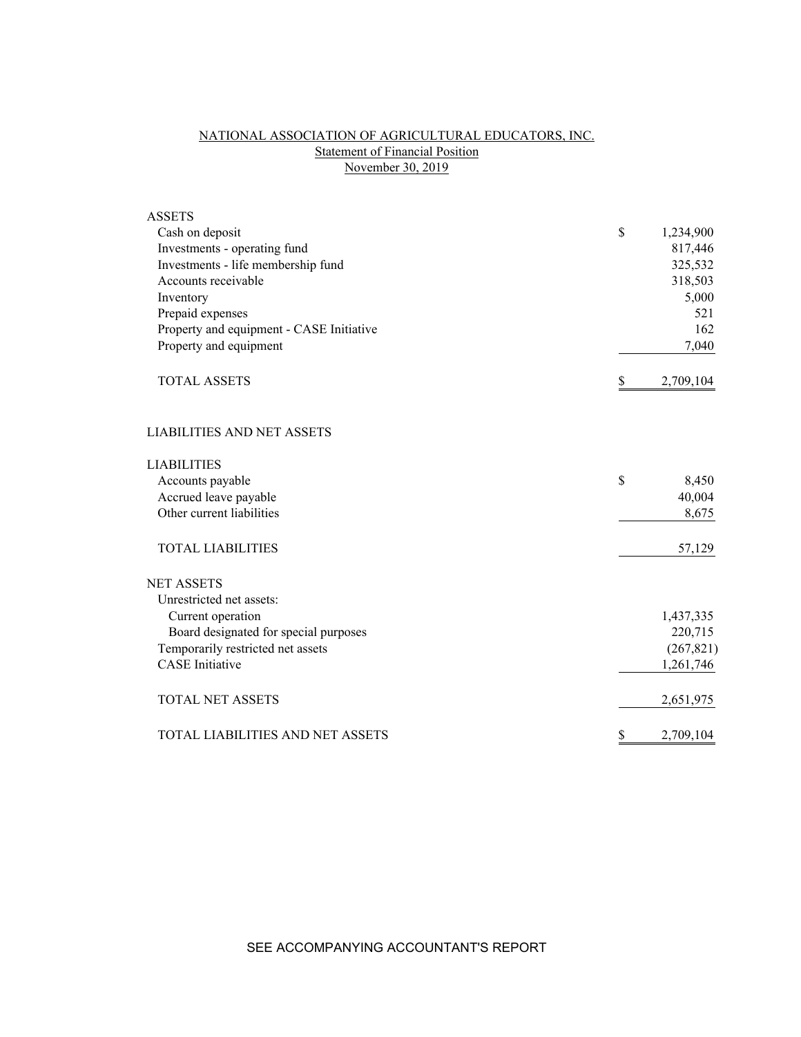# NATIONAL ASSOCIATION OF AGRICULTURAL EDUCATORS, INC.

## Statement of Financial Position

### November 30, 2019

| | | |
|---|---|---|
| **ASSETS** | | |
| Cash on deposit | $ | 1,234,900 |
| Investments - operating fund | | 817,446 |
| Investments - life membership fund | | 325,532 |
| Accounts receivable | | 318,503 |
| Inventory | | 5,000 |
| Prepaid expenses | | 521 |
| Property and equipment - CASE Initiative | | 162 |
| Property and equipment | | 7,040 |
| TOTAL ASSETS | $ | 2,709,104 |
| | | |
| **LIABILITIES AND NET ASSETS** | | |
| | | |
| **LIABILITIES** | | |
| Accounts payable | $ | 8,450 |
| Accrued leave payable | | 40,004 |
| Other current liabilities | | 8,675 |
| TOTAL LIABILITIES | | 57,129 |
| | | |
| **NET ASSETS** | | |
| Unrestricted net assets: | | |
| Current operation | | 1,437,335 |
| Board designated for special purposes | | 220,715 |
| Temporarily restricted net assets | | (267,821) |
| CASE Initiative | | 1,261,746 |
| TOTAL NET ASSETS | | 2,651,975 |
| TOTAL LIABILITIES AND NET ASSETS | $ | 2,709,104 |

SEE ACCOMPANYING ACCOUNTANT'S REPORT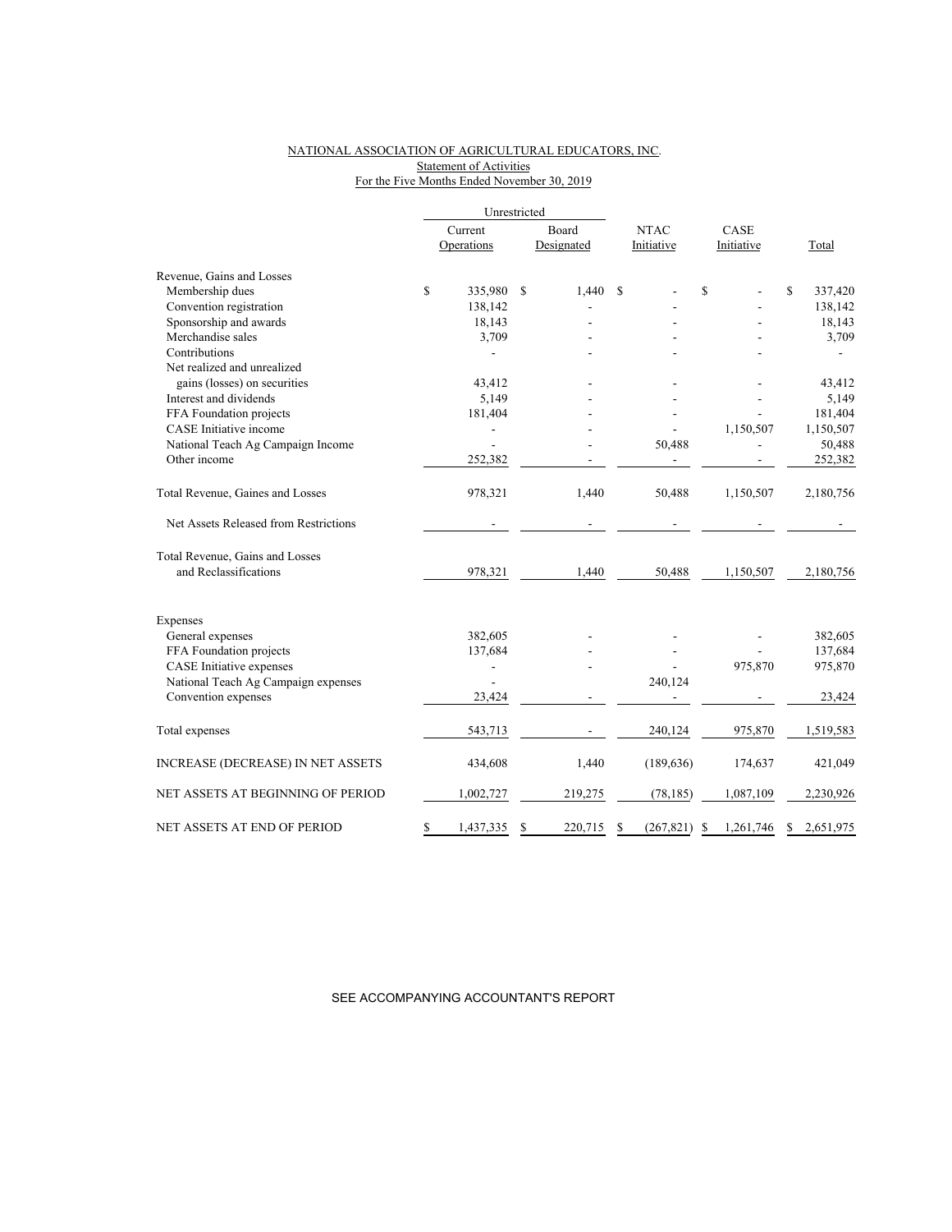NATIONAL ASSOCIATION OF AGRICULTURAL EDUCATORS, INC.
Statement of Activities
For the Five Months Ended November 30, 2019

| | Unrestricted | | | | |
|---|---|---|---|---|---|
| | Current Operations | Board Designated | NTAC Initiative | CASE Initiative | Total |
| Revenue, Gains and Losses | | | | | |
| Membership dues | $ 335,980 | $ 1,440 | $ - | $ - | $ 337,420 |
| Convention registration | 138,142 | - | - | - | 138,142 |
| Sponsorship and awards | 18,143 | - | - | - | 18,143 |
| Merchandise sales | 3,709 | - | - | - | 3,709 |
| Contributions | - | - | - | - | - |
| Net realized and unrealized gains (losses) on securities | 43,412 | - | - | - | 43,412 |
| Interest and dividends | 5,149 | - | - | - | 5,149 |
| FFA Foundation projects | 181,404 | - | - | - | 181,404 |
| CASE Initiative income | - | - | - | 1,150,507 | 1,150,507 |
| National Teach Ag Campaign Income | - | - | 50,488 | - | 50,488 |
| Other income | 252,382 | - | - | - | 252,382 |
| Total Revenue, Gaines and Losses | 978,321 | 1,440 | 50,488 | 1,150,507 | 2,180,756 |
| Net Assets Released from Restrictions | - | - | - | - | - |
| Total Revenue, Gains and Losses and Reclassifications | 978,321 | 1,440 | 50,488 | 1,150,507 | 2,180,756 |
| Expenses | | | | | |
| General expenses | 382,605 | - | - | - | 382,605 |
| FFA Foundation projects | 137,684 | - | - | - | 137,684 |
| CASE Initiative expenses | - | - | - | 975,870 | 975,870 |
| National Teach Ag Campaign expenses | - | | 240,124 | | |
| Convention expenses | 23,424 | - | - | - | 23,424 |
| Total expenses | 543,713 | - | 240,124 | 975,870 | 1,519,583 |
| INCREASE (DECREASE) IN NET ASSETS | 434,608 | 1,440 | (189,636) | 174,637 | 421,049 |
| NET ASSETS AT BEGINNING OF PERIOD | 1,002,727 | 219,275 | (78,185) | 1,087,109 | 2,230,926 |
| NET ASSETS AT END OF PERIOD | $ 1,437,335 | $ 220,715 | $ (267,821) | $ 1,261,746 | $ 2,651,975 |

SEE ACCOMPANYING ACCOUNTANT'S REPORT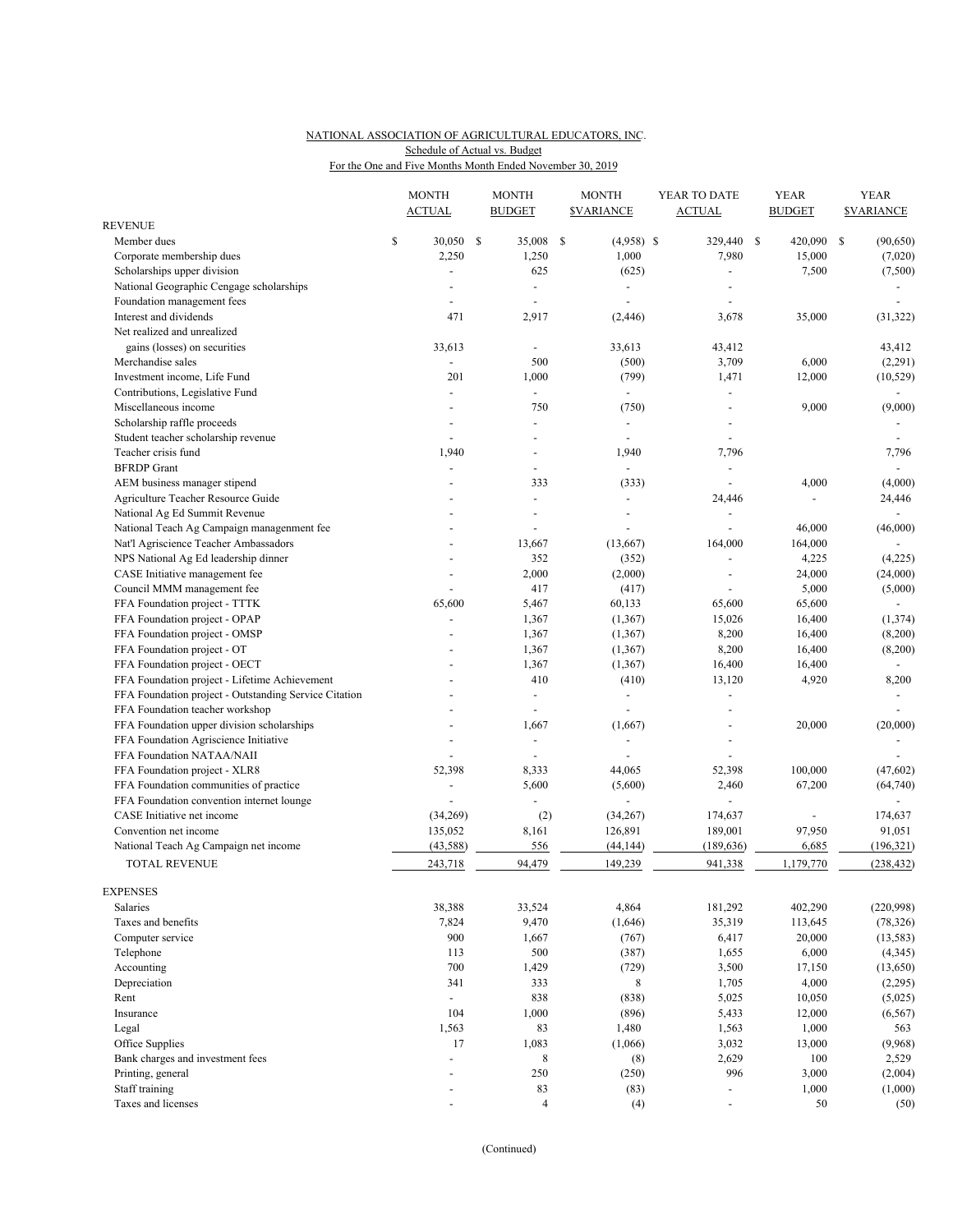NATIONAL ASSOCIATION OF AGRICULTURAL EDUCATORS, INC.

Schedule of Actual vs. Budget

For the One and Five Months Month Ended November 30, 2019

| | MONTH ACTUAL | MONTH BUDGET | MONTH $VARIANCE | YEAR TO DATE ACTUAL | YEAR BUDGET | YEAR $VARIANCE |
|---|---|---|---|---|---|---|
| **REVENUE** | | | | | | |
| Member dues | $ 30,050 | $ 35,008 | $ (4,958) | $ 329,440 | $ 420,090 | $ (90,650) |
| Corporate membership dues | 2,250 | 1,250 | 1,000 | 7,980 | 15,000 | (7,020) |
| Scholarships upper division | - | 625 | (625) | - | 7,500 | (7,500) |
| National Geographic Cengage scholarships | - | - | - | - | | - |
| Foundation management fees | - | - | - | - | | - |
| Interest and dividends | 471 | 2,917 | (2,446) | 3,678 | 35,000 | (31,322) |
| Net realized and unrealized gains (losses) on securities | 33,613 | - | 33,613 | 43,412 | | 43,412 |
| Merchandise sales | - | 500 | (500) | 3,709 | 6,000 | (2,291) |
| Investment income, Life Fund | 201 | 1,000 | (799) | 1,471 | 12,000 | (10,529) |
| Contributions, Legislative Fund | - | - | - | - | | - |
| Miscellaneous income | - | 750 | (750) | - | 9,000 | (9,000) |
| Scholarship raffle proceeds | - | - | - | - | | - |
| Student teacher scholarship revenue | - | - | - | - | | - |
| Teacher crisis fund | 1,940 | - | 1,940 | 7,796 | | 7,796 |
| BFRDP Grant | - | - | - | - | | - |
| AEM business manager stipend | - | 333 | (333) | - | 4,000 | (4,000) |
| Agriculture Teacher Resource Guide | - | - | - | 24,446 | - | 24,446 |
| National Ag Ed Summit Revenue | - | - | - | - | | - |
| National Teach Ag Campaign managenment fee | - | - | - | - | 46,000 | (46,000) |
| Nat'l Agriscience Teacher Ambassadors | - | 13,667 | (13,667) | 164,000 | 164,000 | - |
| NPS National Ag Ed leadership dinner | - | 352 | (352) | - | 4,225 | (4,225) |
| CASE Initiative management fee | - | 2,000 | (2,000) | - | 24,000 | (24,000) |
| Council MMM management fee | - | 417 | (417) | - | 5,000 | (5,000) |
| FFA Foundation project - TTTK | 65,600 | 5,467 | 60,133 | 65,600 | 65,600 | - |
| FFA Foundation project - OPAP | - | 1,367 | (1,367) | 15,026 | 16,400 | (1,374) |
| FFA Foundation project - OMSP | - | 1,367 | (1,367) | 8,200 | 16,400 | (8,200) |
| FFA Foundation project - OT | - | 1,367 | (1,367) | 8,200 | 16,400 | (8,200) |
| FFA Foundation project - OECT | - | 1,367 | (1,367) | 16,400 | 16,400 | - |
| FFA Foundation project - Lifetime Achievement | - | 410 | (410) | 13,120 | 4,920 | 8,200 |
| FFA Foundation project - Outstanding Service Citation | - | - | - | - | | - |
| FFA Foundation teacher workshop | - | - | - | - | | - |
| FFA Foundation upper division scholarships | - | 1,667 | (1,667) | - | 20,000 | (20,000) |
| FFA Foundation Agriscience Initiative | - | - | - | - | | - |
| FFA Foundation NATAA/NAII | - | - | - | - | | - |
| FFA Foundation project - XLR8 | 52,398 | 8,333 | 44,065 | 52,398 | 100,000 | (47,602) |
| FFA Foundation communities of practice | - | 5,600 | (5,600) | 2,460 | 67,200 | (64,740) |
| FFA Foundation convention internet lounge | - | - | - | - | | - |
| CASE Initiative net income | (34,269) | (2) | (34,267) | 174,637 | - | 174,637 |
| Convention net income | 135,052 | 8,161 | 126,891 | 189,001 | 97,950 | 91,051 |
| National Teach Ag Campaign net income | (43,588) | 556 | (44,144) | (189,636) | 6,685 | (196,321) |
| TOTAL REVENUE | 243,718 | 94,479 | 149,239 | 941,338 | 1,179,770 | (238,432) |
| **EXPENSES** | | | | | | |
| Salaries | 38,388 | 33,524 | 4,864 | 181,292 | 402,290 | (220,998) |
| Taxes and benefits | 7,824 | 9,470 | (1,646) | 35,319 | 113,645 | (78,326) |
| Computer service | 900 | 1,667 | (767) | 6,417 | 20,000 | (13,583) |
| Telephone | 113 | 500 | (387) | 1,655 | 6,000 | (4,345) |
| Accounting | 700 | 1,429 | (729) | 3,500 | 17,150 | (13,650) |
| Depreciation | 341 | 333 | 8 | 1,705 | 4,000 | (2,295) |
| Rent | - | 838 | (838) | 5,025 | 10,050 | (5,025) |
| Insurance | 104 | 1,000 | (896) | 5,433 | 12,000 | (6,567) |
| Legal | 1,563 | 83 | 1,480 | 1,563 | 1,000 | 563 |
| Office Supplies | 17 | 1,083 | (1,066) | 3,032 | 13,000 | (9,968) |
| Bank charges and investment fees | - | 8 | (8) | 2,629 | 100 | 2,529 |
| Printing, general | - | 250 | (250) | 996 | 3,000 | (2,004) |
| Staff training | - | 83 | (83) | - | 1,000 | (1,000) |
| Taxes and licenses | - | 4 | (4) | - | 50 | (50) |

(Continued)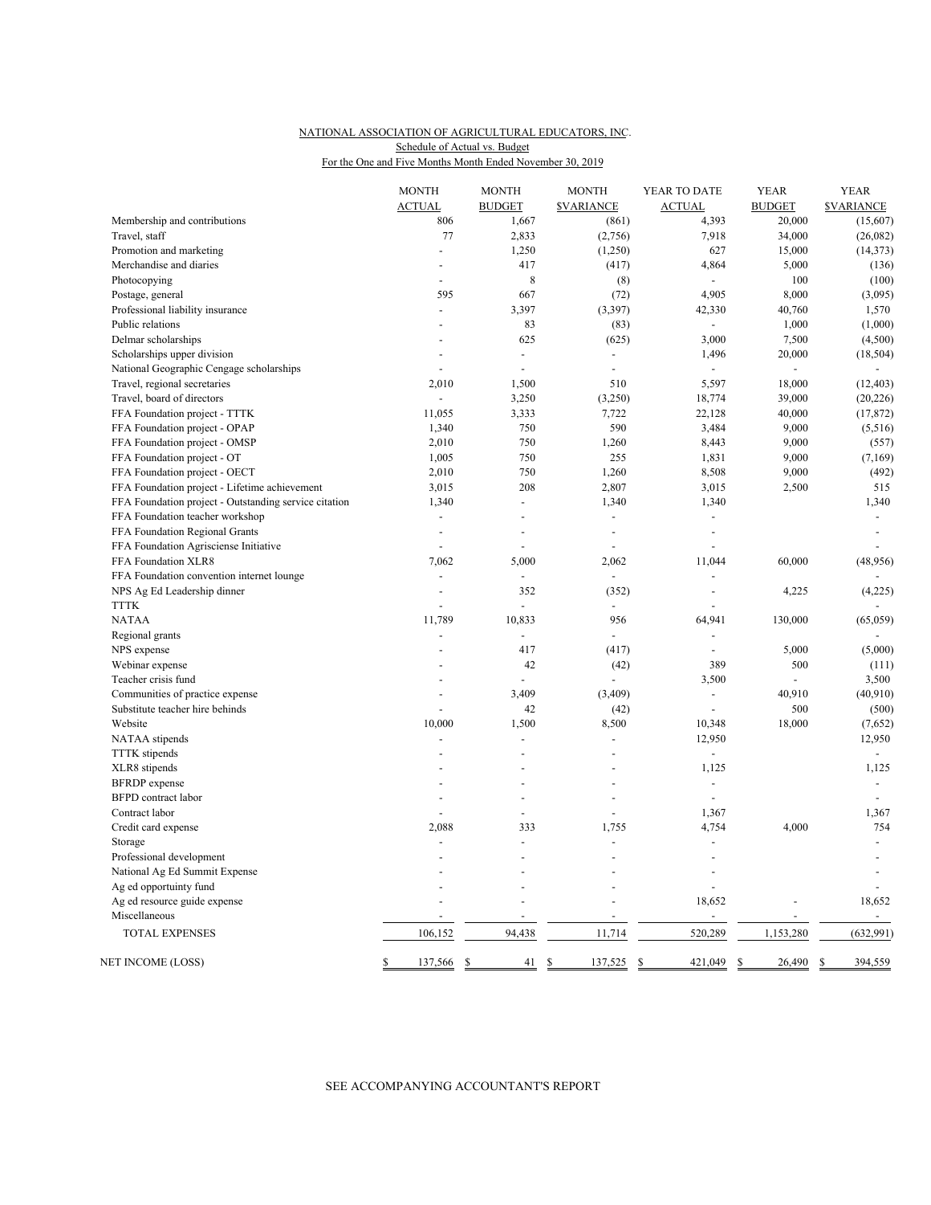NATIONAL ASSOCIATION OF AGRICULTURAL EDUCATORS, INC.
Schedule of Actual vs. Budget
For the One and Five Months Month Ended November 30, 2019

| | MONTH ACTUAL | MONTH BUDGET | MONTH $VARIANCE | YEAR TO DATE ACTUAL | YEAR BUDGET | YEAR $VARIANCE |
|---|---|---|---|---|---|---|
| Membership and contributions | 806 | 1,667 | (861) | 4,393 | 20,000 | (15,607) |
| Travel, staff | 77 | 2,833 | (2,756) | 7,918 | 34,000 | (26,082) |
| Promotion and marketing | - | 1,250 | (1,250) | 627 | 15,000 | (14,373) |
| Merchandise and diaries | - | 417 | (417) | 4,864 | 5,000 | (136) |
| Photocopying | - | 8 | (8) | - | 100 | (100) |
| Postage, general | 595 | 667 | (72) | 4,905 | 8,000 | (3,095) |
| Professional liability insurance | - | 3,397 | (3,397) | 42,330 | 40,760 | 1,570 |
| Public relations | - | 83 | (83) | - | 1,000 | (1,000) |
| Delmar scholarships | - | 625 | (625) | 3,000 | 7,500 | (4,500) |
| Scholarships upper division | - | - | - | 1,496 | 20,000 | (18,504) |
| National Geographic Cengage scholarships | - | - | - | - | - | - |
| Travel, regional secretaries | 2,010 | 1,500 | 510 | 5,597 | 18,000 | (12,403) |
| Travel, board of directors | - | 3,250 | (3,250) | 18,774 | 39,000 | (20,226) |
| FFA Foundation project - TTTK | 11,055 | 3,333 | 7,722 | 22,128 | 40,000 | (17,872) |
| FFA Foundation project - OPAP | 1,340 | 750 | 590 | 3,484 | 9,000 | (5,516) |
| FFA Foundation project - OMSP | 2,010 | 750 | 1,260 | 8,443 | 9,000 | (557) |
| FFA Foundation project - OT | 1,005 | 750 | 255 | 1,831 | 9,000 | (7,169) |
| FFA Foundation project - OECT | 2,010 | 750 | 1,260 | 8,508 | 9,000 | (492) |
| FFA Foundation project - Lifetime achievement | 3,015 | 208 | 2,807 | 3,015 | 2,500 | 515 |
| FFA Foundation project - Outstanding service citation | 1,340 | - | 1,340 | 1,340 | | 1,340 |
| FFA Foundation teacher workshop | - | - | - | - | | - |
| FFA Foundation Regional Grants | - | - | - | - | | - |
| FFA Foundation Agrisciense Initiative | - | - | - | - | | - |
| FFA Foundation XLR8 | 7,062 | 5,000 | 2,062 | 11,044 | 60,000 | (48,956) |
| FFA Foundation convention internet lounge | - | - | - | - | | - |
| NPS Ag Ed Leadership dinner | - | 352 | (352) | - | 4,225 | (4,225) |
| TTTK | - | - | - | - | | - |
| NATAA | 11,789 | 10,833 | 956 | 64,941 | 130,000 | (65,059) |
| Regional grants | - | - | - | - | | - |
| NPS expense | - | 417 | (417) | - | 5,000 | (5,000) |
| Webinar expense | - | 42 | (42) | 389 | 500 | (111) |
| Teacher crisis fund | - | - | - | 3,500 | - | 3,500 |
| Communities of practice expense | - | 3,409 | (3,409) | - | 40,910 | (40,910) |
| Substitute teacher hire behinds | - | 42 | (42) | - | 500 | (500) |
| Website | 10,000 | 1,500 | 8,500 | 10,348 | 18,000 | (7,652) |
| NATAA stipends | - | - | - | 12,950 | | 12,950 |
| TTTK stipends | - | - | - | - | | - |
| XLR8 stipends | - | - | - | 1,125 | | 1,125 |
| BFRDP expense | - | - | - | - | | - |
| BFPD contract labor | - | - | - | - | | - |
| Contract labor | - | - | - | 1,367 | | 1,367 |
| Credit card expense | 2,088 | 333 | 1,755 | 4,754 | 4,000 | 754 |
| Storage | - | - | - | - | | - |
| Professional development | - | - | - | - | | - |
| National Ag Ed Summit Expense | - | - | - | - | | - |
| Ag ed opportuinty fund | - | - | - | - | | - |
| Ag ed resource guide expense | - | - | - | 18,652 | - | 18,652 |
| Miscellaneous | - | - | - | - | - | - |
| TOTAL EXPENSES | 106,152 | 94,438 | 11,714 | 520,289 | 1,153,280 | (632,991) |
| NET INCOME (LOSS) | $ 137,566 | $ 41 | $ 137,525 | $ 421,049 | $ 26,490 | $ 394,559 |

SEE ACCOMPANYING ACCOUNTANT'S REPORT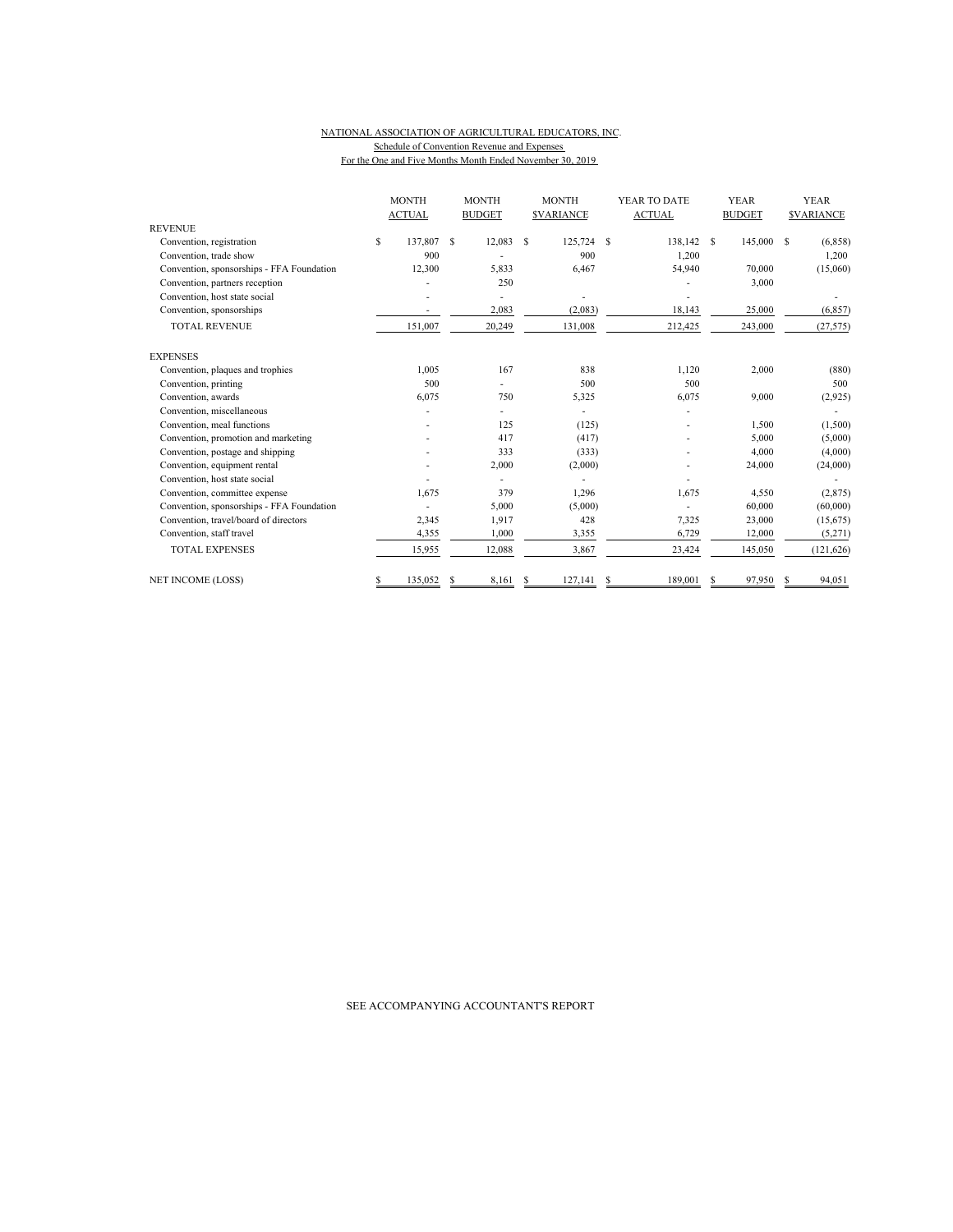NATIONAL ASSOCIATION OF AGRICULTURAL EDUCATORS, INC.
Schedule of Convention Revenue and Expenses
For the One and Five Months Month Ended November 30, 2019

| | MONTH ACTUAL | MONTH BUDGET | MONTH $VARIANCE | YEAR TO DATE ACTUAL | YEAR BUDGET | YEAR $VARIANCE |
|---|---|---|---|---|---|---|
| REVENUE | | | | | | |
| Convention, registration | $ 137,807 | $ 12,083 | $ 125,724 | $ 138,142 | $ 145,000 | $ (6,858) |
| Convention, trade show | 900 | - | 900 | 1,200 | | 1,200 |
| Convention, sponsorships - FFA Foundation | 12,300 | 5,833 | 6,467 | 54,940 | 70,000 | (15,060) |
| Convention, partners reception | - | 250 | | - | 3,000 | |
| Convention, host state social | - | - | - | - | | - |
| Convention, sponsorships | - | 2,083 | (2,083) | 18,143 | 25,000 | (6,857) |
| TOTAL REVENUE | 151,007 | 20,249 | 131,008 | 212,425 | 243,000 | (27,575) |
| EXPENSES | | | | | | |
| Convention, plaques and trophies | 1,005 | 167 | 838 | 1,120 | 2,000 | (880) |
| Convention, printing | 500 | - | 500 | 500 | | 500 |
| Convention, awards | 6,075 | 750 | 5,325 | 6,075 | 9,000 | (2,925) |
| Convention, miscellaneous | - | - | - | - | | - |
| Convention, meal functions | - | 125 | (125) | - | 1,500 | (1,500) |
| Convention, promotion and marketing | - | 417 | (417) | - | 5,000 | (5,000) |
| Convention, postage and shipping | - | 333 | (333) | - | 4,000 | (4,000) |
| Convention, equipment rental | - | 2,000 | (2,000) | - | 24,000 | (24,000) |
| Convention, host state social | - | - | - | - | | - |
| Convention, committee expense | 1,675 | 379 | 1,296 | 1,675 | 4,550 | (2,875) |
| Convention, sponsorships - FFA Foundation | - | 5,000 | (5,000) | - | 60,000 | (60,000) |
| Convention, travel/board of directors | 2,345 | 1,917 | 428 | 7,325 | 23,000 | (15,675) |
| Convention, staff travel | 4,355 | 1,000 | 3,355 | 6,729 | 12,000 | (5,271) |
| TOTAL EXPENSES | 15,955 | 12,088 | 3,867 | 23,424 | 145,050 | (121,626) |
| NET INCOME (LOSS) | $ 135,052 | $ 8,161 | $ 127,141 | $ 189,001 | $ 97,950 | $ 94,051 |

SEE ACCOMPANYING ACCOUNTANT'S REPORT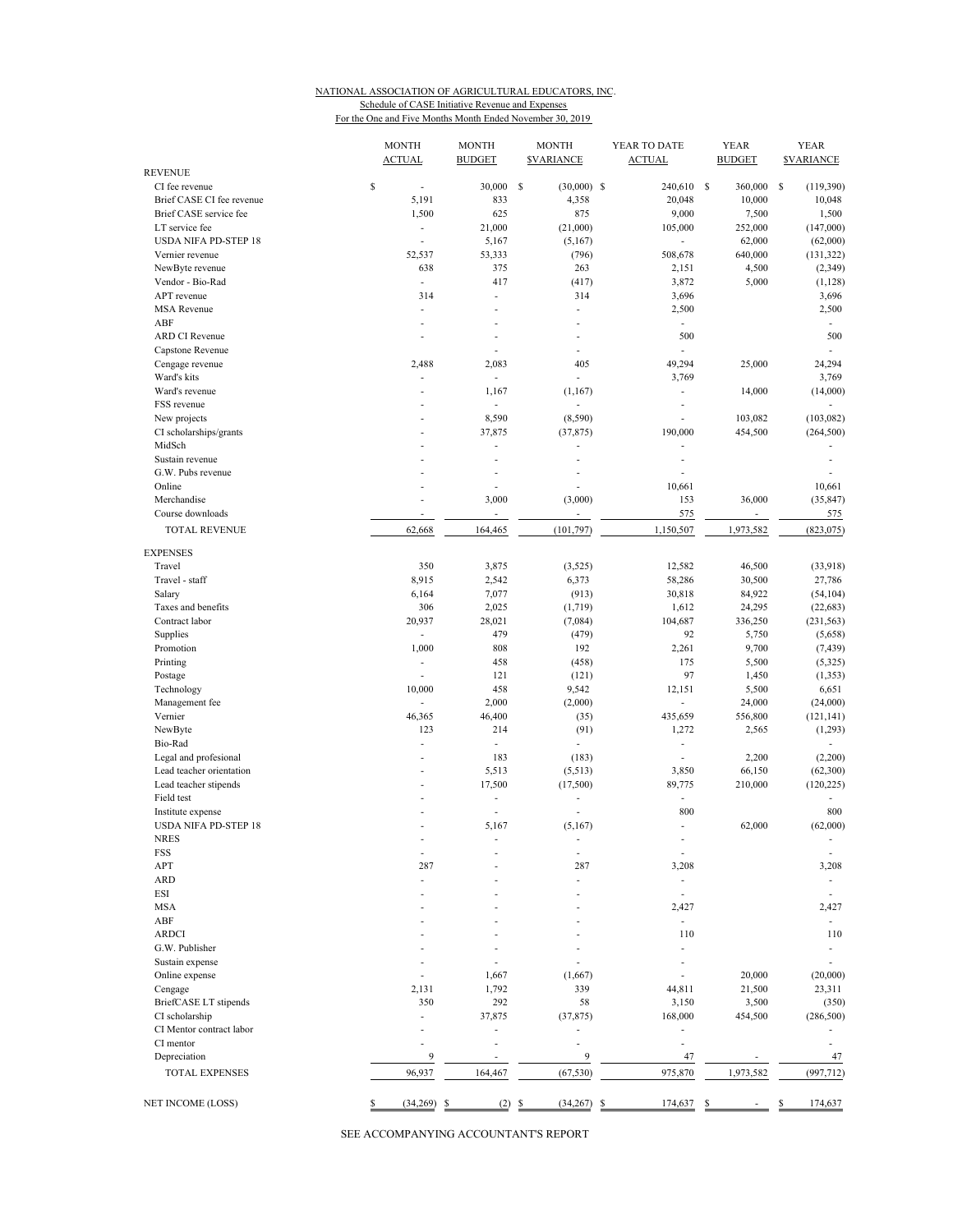NATIONAL ASSOCIATION OF AGRICULTURAL EDUCATORS, INC.
Schedule of CASE Initiative Revenue and Expenses
For the One and Five Months Month Ended November 30, 2019

| | MONTH ACTUAL | MONTH BUDGET | MONTH $VARIANCE | YEAR TO DATE ACTUAL | YEAR BUDGET | YEAR $VARIANCE |
|---|---|---|---|---|---|---|
| REVENUE | | | | | | |
| CI fee revenue | $ - | 30,000 | $ (30,000) | $ 240,610 | $ 360,000 | $ (119,390) |
| Brief CASE CI fee revenue | 5,191 | 833 | 4,358 | 20,048 | 10,000 | 10,048 |
| Brief CASE service fee | 1,500 | 625 | 875 | 9,000 | 7,500 | 1,500 |
| LT service fee | - | 21,000 | (21,000) | 105,000 | 252,000 | (147,000) |
| USDA NIFA PD-STEP 18 | - | 5,167 | (5,167) | - | 62,000 | (62,000) |
| Vernier revenue | 52,537 | 53,333 | (796) | 508,678 | 640,000 | (131,322) |
| NewByte revenue | 638 | 375 | 263 | 2,151 | 4,500 | (2,349) |
| Vendor - Bio-Rad | - | 417 | (417) | 3,872 | 5,000 | (1,128) |
| APT revenue | 314 | - | 314 | 3,696 | | 3,696 |
| MSA Revenue | - | - | - | 2,500 | | 2,500 |
| ABF | - | - | - | - | | - |
| ARD CI Revenue | - | - | - | 500 | | 500 |
| Capstone Revenue | | - | - | - | | - |
| Cengage revenue | 2,488 | 2,083 | 405 | 49,294 | 25,000 | 24,294 |
| Ward's kits | - | - | - | 3,769 | | 3,769 |
| Ward's revenue | - | 1,167 | (1,167) | - | 14,000 | (14,000) |
| FSS revenue | - | - | - | - | | - |
| New projects | - | 8,590 | (8,590) | - | 103,082 | (103,082) |
| CI scholarships/grants | - | 37,875 | (37,875) | 190,000 | 454,500 | (264,500) |
| MidSch | - | - | - | - | | - |
| Sustain revenue | - | - | - | - | | - |
| G.W. Pubs revenue | - | - | - | - | | - |
| Online | - | - | - | 10,661 | | 10,661 |
| Merchandise | - | 3,000 | (3,000) | 153 | 36,000 | (35,847) |
| Course downloads | - | - | - | 575 | - | 575 |
| TOTAL REVENUE | 62,668 | 164,465 | (101,797) | 1,150,507 | 1,973,582 | (823,075) |
| EXPENSES | | | | | | |
| Travel | 350 | 3,875 | (3,525) | 12,582 | 46,500 | (33,918) |
| Travel - staff | 8,915 | 2,542 | 6,373 | 58,286 | 30,500 | 27,786 |
| Salary | 6,164 | 7,077 | (913) | 30,818 | 84,922 | (54,104) |
| Taxes and benefits | 306 | 2,025 | (1,719) | 1,612 | 24,295 | (22,683) |
| Contract labor | 20,937 | 28,021 | (7,084) | 104,687 | 336,250 | (231,563) |
| Supplies | - | 479 | (479) | 92 | 5,750 | (5,658) |
| Promotion | 1,000 | 808 | 192 | 2,261 | 9,700 | (7,439) |
| Printing | - | 458 | (458) | 175 | 5,500 | (5,325) |
| Postage | - | 121 | (121) | 97 | 1,450 | (1,353) |
| Technology | 10,000 | 458 | 9,542 | 12,151 | 5,500 | 6,651 |
| Management fee | - | 2,000 | (2,000) | - | 24,000 | (24,000) |
| Vernier | 46,365 | 46,400 | (35) | 435,659 | 556,800 | (121,141) |
| NewByte | 123 | 214 | (91) | 1,272 | 2,565 | (1,293) |
| Bio-Rad | - | - | - | - | | - |
| Legal and profesional | - | 183 | (183) | - | 2,200 | (2,200) |
| Lead teacher orientation | - | 5,513 | (5,513) | 3,850 | 66,150 | (62,300) |
| Lead teacher stipends | - | 17,500 | (17,500) | 89,775 | 210,000 | (120,225) |
| Field test | - | - | - | - | | - |
| Institute expense | - | - | - | 800 | | 800 |
| USDA NIFA PD-STEP 18 | - | 5,167 | (5,167) | - | 62,000 | (62,000) |
| NRES | - | - | - | - | | - |
| FSS | - | - | - | - | | - |
| APT | 287 | - | 287 | 3,208 | | 3,208 |
| ARD | - | - | - | - | | - |
| ESI | - | - | - | - | | - |
| MSA | - | - | - | 2,427 | | 2,427 |
| ABF | - | - | - | - | | - |
| ARDCI | - | - | - | 110 | | 110 |
| G.W. Publisher | - | - | - | - | | - |
| Sustain expense | - | - | - | - | | - |
| Online expense | - | 1,667 | (1,667) | - | 20,000 | (20,000) |
| Cengage | 2,131 | 1,792 | 339 | 44,811 | 21,500 | 23,311 |
| BriefCASE LT stipends | 350 | 292 | 58 | 3,150 | 3,500 | (350) |
| CI scholarship | - | 37,875 | (37,875) | 168,000 | 454,500 | (286,500) |
| CI Mentor contract labor | - | - | - | - | | - |
| CI mentor | - | - | - | - | | - |
| Depreciation | 9 | - | 9 | 47 | - | 47 |
| TOTAL EXPENSES | 96,937 | 164,467 | (67,530) | 975,870 | 1,973,582 | (997,712) |
| NET INCOME (LOSS) | $ (34,269) | $ (2) | $ (34,267) | $ 174,637 | $ - | $ 174,637 |

SEE ACCOMPANYING ACCOUNTANT'S REPORT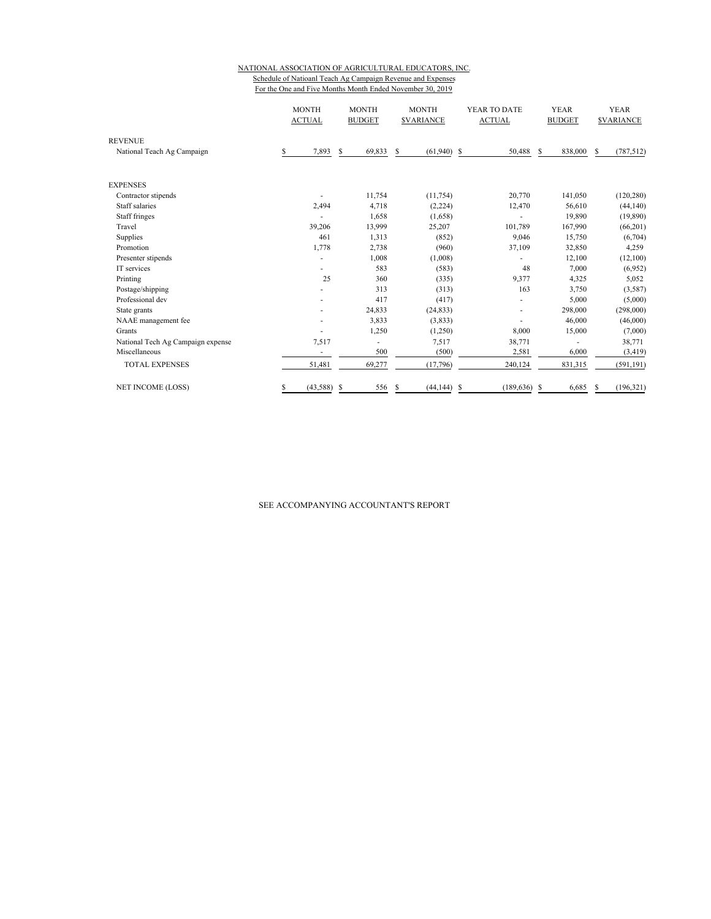NATIONAL ASSOCIATION OF AGRICULTURAL EDUCATORS, INC.

Schedule of Natioanl Teach Ag Campaign Revenue and Expenses

For the One and Five Months Month Ended November 30, 2019

| | MONTH ACTUAL | MONTH BUDGET | MONTH $VARIANCE | YEAR TO DATE ACTUAL | YEAR BUDGET | YEAR $VARIANCE |
|---|---|---|---|---|---|---|
| REVENUE | | | | | | |
| National Teach Ag Campaign | $ 7,893 | $ 69,833 | $ (61,940) | $ 50,488 | $ 838,000 | $ (787,512) |
| EXPENSES | | | | | | |
| Contractor stipends | - | 11,754 | (11,754) | 20,770 | 141,050 | (120,280) |
| Staff salaries | 2,494 | 4,718 | (2,224) | 12,470 | 56,610 | (44,140) |
| Staff fringes | - | 1,658 | (1,658) | - | 19,890 | (19,890) |
| Travel | 39,206 | 13,999 | 25,207 | 101,789 | 167,990 | (66,201) |
| Supplies | 461 | 1,313 | (852) | 9,046 | 15,750 | (6,704) |
| Promotion | 1,778 | 2,738 | (960) | 37,109 | 32,850 | 4,259 |
| Presenter stipends | - | 1,008 | (1,008) | - | 12,100 | (12,100) |
| IT services | - | 583 | (583) | 48 | 7,000 | (6,952) |
| Printing | 25 | 360 | (335) | 9,377 | 4,325 | 5,052 |
| Postage/shipping | - | 313 | (313) | 163 | 3,750 | (3,587) |
| Professional dev | - | 417 | (417) | - | 5,000 | (5,000) |
| State grants | - | 24,833 | (24,833) | - | 298,000 | (298,000) |
| NAAE management fee | - | 3,833 | (3,833) | - | 46,000 | (46,000) |
| Grants | - | 1,250 | (1,250) | 8,000 | 15,000 | (7,000) |
| National Tech Ag Campaign expense | 7,517 | - | 7,517 | 38,771 | - | 38,771 |
| Miscellaneous | - | 500 | (500) | 2,581 | 6,000 | (3,419) |
| TOTAL EXPENSES | 51,481 | 69,277 | (17,796) | 240,124 | 831,315 | (591,191) |
| NET INCOME (LOSS) | $ (43,588) | $ 556 | $ (44,144) | $ (189,636) | $ 6,685 | $ (196,321) |

SEE ACCOMPANYING ACCOUNTANT'S REPORT